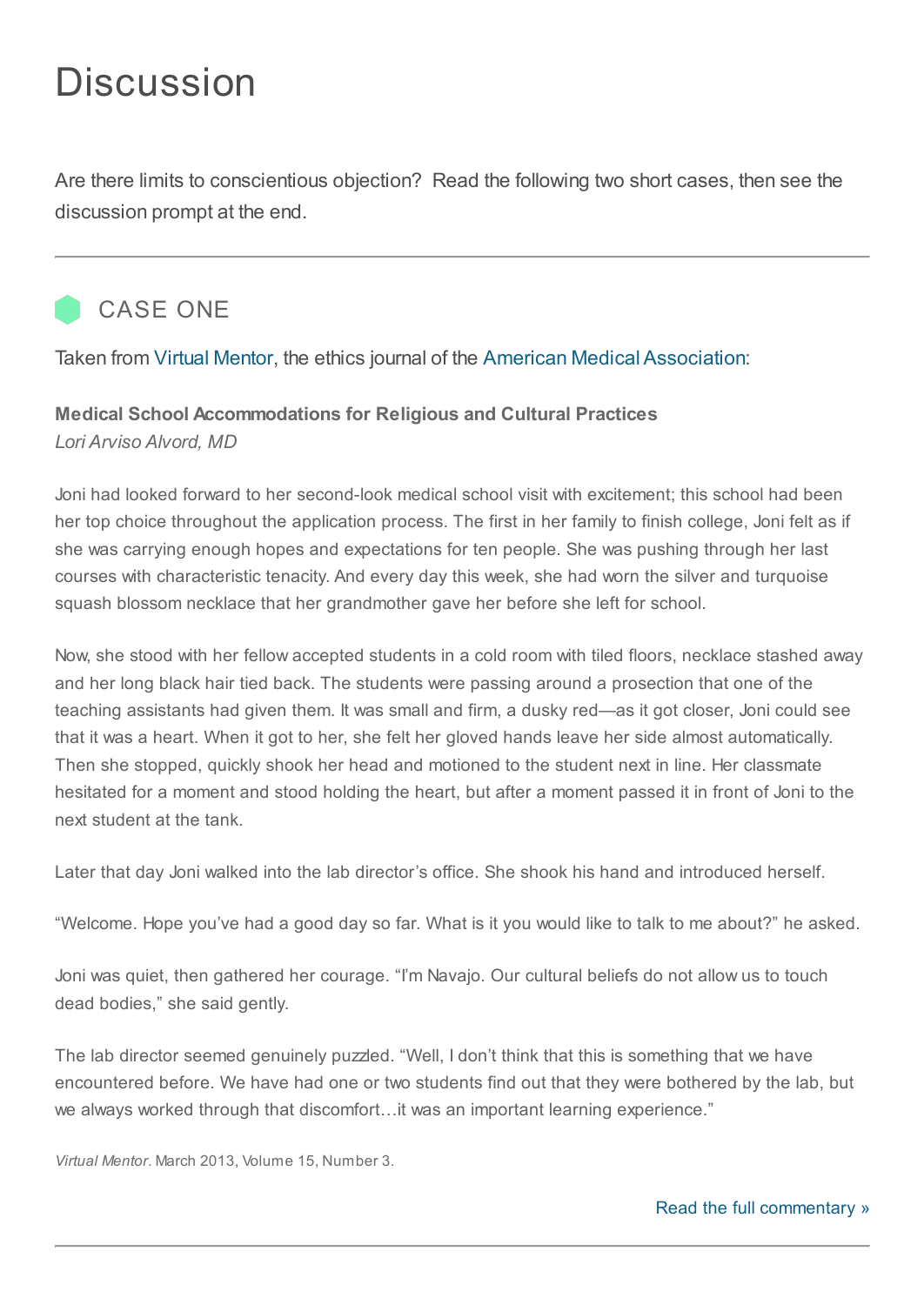# Discussion

Are there limits to conscientious objection? Read the following two short cases, then see the discussion prompt at the end.

---

## CASE ONE

Taken from Virtual Mentor, the ethics journal of the American Medical Association:

**Medical School Accommodations for Religious and Cultural Practices**
*Lori Arviso Alvord, MD*

Joni had looked forward to her second-look medical school visit with excitement; this school had been her top choice throughout the application process. The first in her family to finish college, Joni felt as if she was carrying enough hopes and expectations for ten people. She was pushing through her last courses with characteristic tenacity. And every day this week, she had worn the silver and turquoise squash blossom necklace that her grandmother gave her before she left for school.

Now, she stood with her fellow accepted students in a cold room with tiled floors, necklace stashed away and her long black hair tied back. The students were passing around a prosection that one of the teaching assistants had given them. It was small and firm, a dusky red—as it got closer, Joni could see that it was a heart. When it got to her, she felt her gloved hands leave her side almost automatically. Then she stopped, quickly shook her head and motioned to the student next in line. Her classmate hesitated for a moment and stood holding the heart, but after a moment passed it in front of Joni to the next student at the tank.

Later that day Joni walked into the lab director's office. She shook his hand and introduced herself.

"Welcome. Hope you've had a good day so far. What is it you would like to talk to me about?" he asked.

Joni was quiet, then gathered her courage. "I'm Navajo. Our cultural beliefs do not allow us to touch dead bodies," she said gently.

The lab director seemed genuinely puzzled. "Well, I don't think that this is something that we have encountered before. We have had one or two students find out that they were bothered by the lab, but we always worked through that discomfort…it was an important learning experience."

*Virtual Mentor*. March 2013, Volume 15, Number 3.

Read the full commentary »

---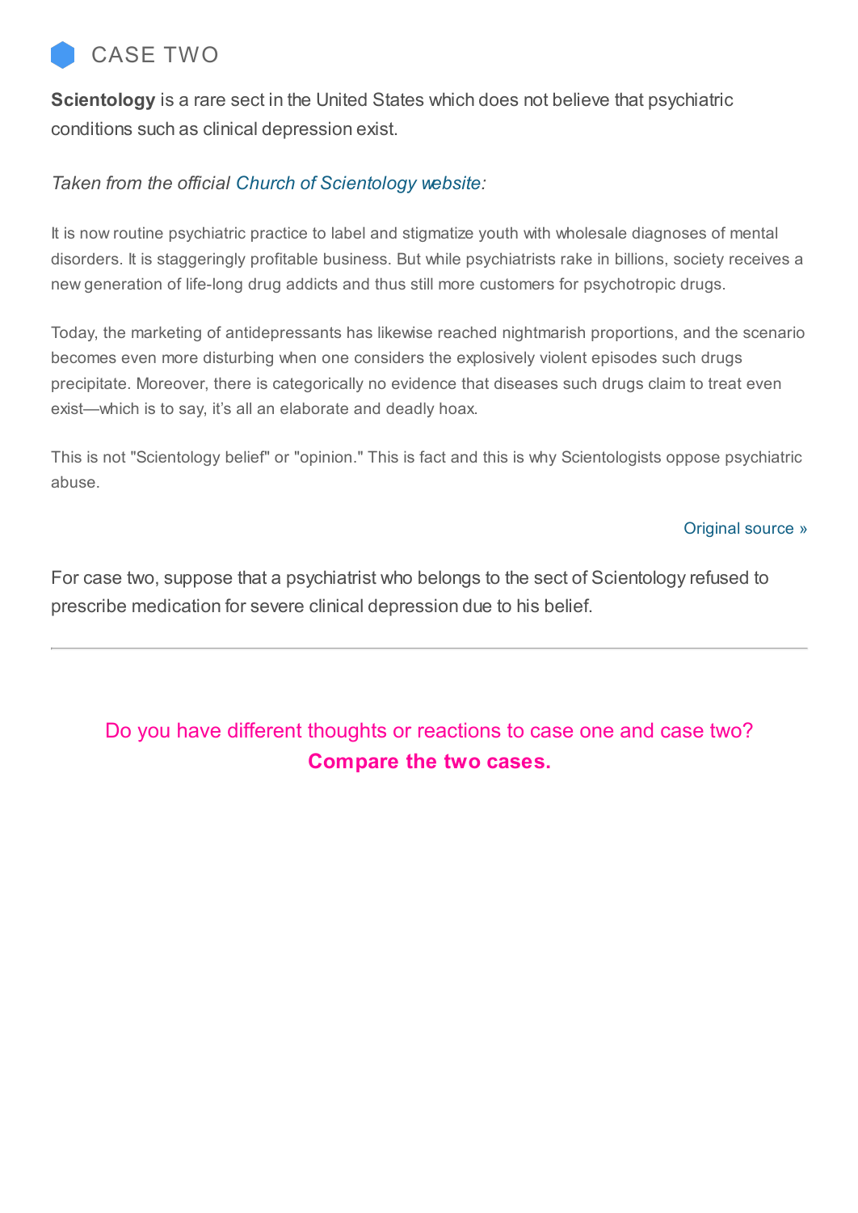## CASE TWO

**Scientology** is a rare sect in the United States which does not believe that psychiatric conditions such as clinical depression exist.

*Taken from the official Church of Scientology website:*

> It is now routine psychiatric practice to label and stigmatize youth with wholesale diagnoses of mental disorders. It is staggeringly profitable business. But while psychiatrists rake in billions, society receives a new generation of life-long drug addicts and thus still more customers for psychotropic drugs.
>
> Today, the marketing of antidepressants has likewise reached nightmarish proportions, and the scenario becomes even more disturbing when one considers the explosively violent episodes such drugs precipitate. Moreover, there is categorically no evidence that diseases such drugs claim to treat even exist—which is to say, it's all an elaborate and deadly hoax.
>
> This is not "Scientology belief" or "opinion." This is fact and this is why Scientologists oppose psychiatric abuse.

Original source »

For case two, suppose that a psychiatrist who belongs to the sect of Scientology refused to prescribe medication for severe clinical depression due to his belief.

---

Do you have different thoughts or reactions to case one and case two?
**Compare the two cases.**